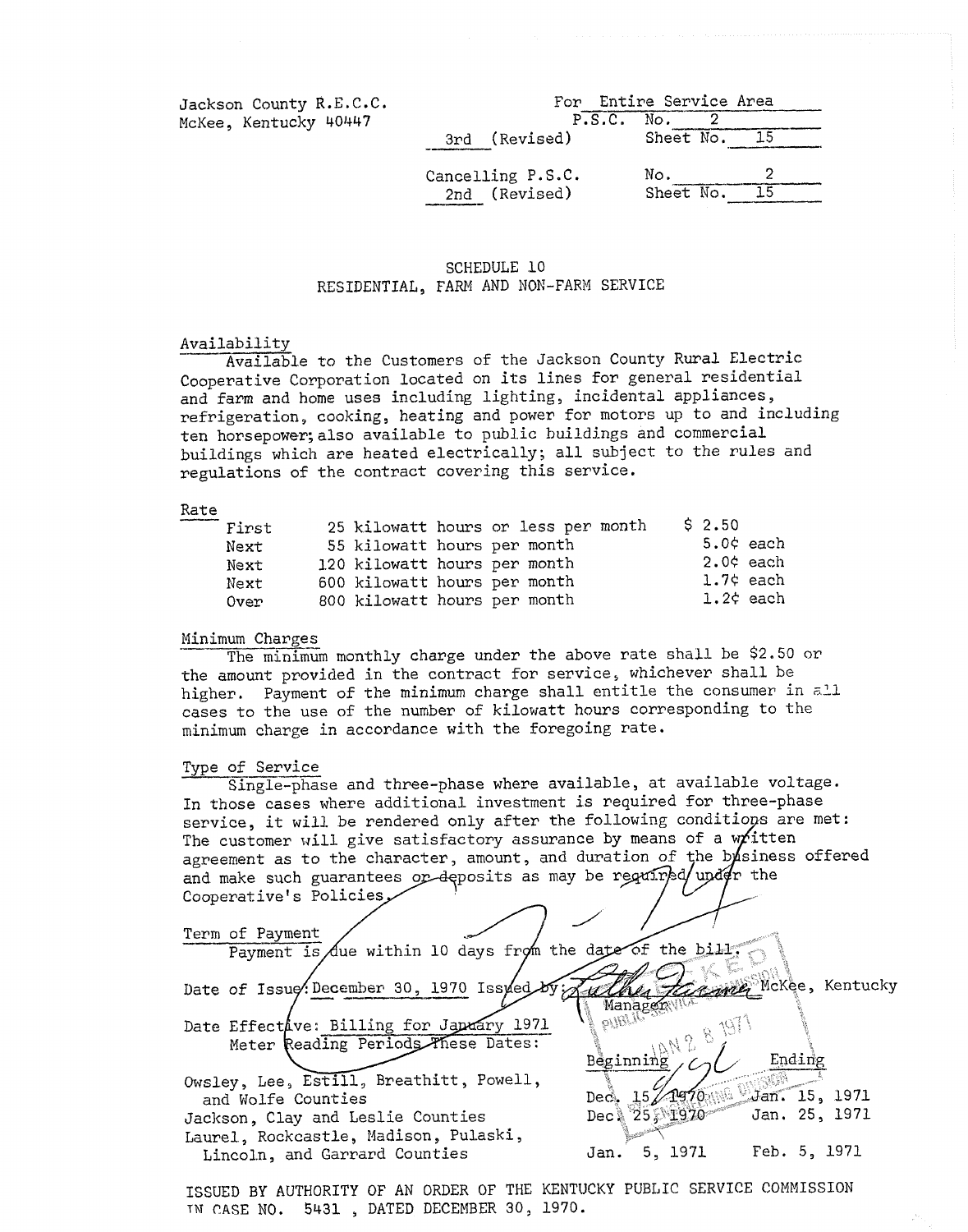Jackson County R.E.C.C.
McKee, Kentucky 40447

For Entire Service Area
P.S.C. No. 2
3rd (Revised) Sheet No. 15

Cancelling P.S.C. No. 2
2nd (Revised) Sheet No. 15

## SCHEDULE 10
## RESIDENTIAL, FARM AND NON-FARM SERVICE

### Availability

Available to the Customers of the Jackson County Rural Electric Cooperative Corporation located on its lines for general residential and farm and home uses including lighting, incidental appliances, refrigeration, cooking, heating and power for motors up to and including ten horsepower; also available to public buildings and commercial buildings which are heated electrically; all subject to the rules and regulations of the contract covering this service.

### Rate

| | | |
|---|---|---|
| First | 25 kilowatt hours or less per month | $ 2.50 |
| Next | 55 kilowatt hours per month | 5.0¢ each |
| Next | 120 kilowatt hours per month | 2.0¢ each |
| Next | 600 kilowatt hours per month | 1.7¢ each |
| Over | 800 kilowatt hours per month | 1.2¢ each |

### Minimum Charges

The minimum monthly charge under the above rate shall be $2.50 or the amount provided in the contract for service, whichever shall be higher. Payment of the minimum charge shall entitle the consumer in all cases to the use of the number of kilowatt hours corresponding to the minimum charge in accordance with the foregoing rate.

### Type of Service

Single-phase and three-phase where available, at available voltage. In those cases where additional investment is required for three-phase service, it will be rendered only after the following conditions are met: The customer will give satisfactory assurance by means of a written agreement as to the character, amount, and duration of the business offered and make such guarantees or deposits as may be required under the Cooperative's Policies.

### Term of Payment

Payment is due within 10 days from the date of the bill.

Date of Issue: December 30, 1970 Issued by: Luther Farmer, Manager, McKee, Kentucky

Date Effective: Billing for January 1971
Meter Reading Periods These Dates:

| | Beginning | Ending |
|---|---|---|
| Owsley, Lee, Estill, Breathitt, Powell, and Wolfe Counties | Dec. 15, 1970 | Jan. 15, 1971 |
| Jackson, Clay and Leslie Counties | Dec. 25, 1970 | Jan. 25, 1971 |
| Laurel, Rockcastle, Madison, Pulaski, Lincoln, and Garrard Counties | Jan. 5, 1971 | Feb. 5, 1971 |

ISSUED BY AUTHORITY OF AN ORDER OF THE KENTUCKY PUBLIC SERVICE COMMISSION IN CASE NO. 5431 , DATED DECEMBER 30, 1970.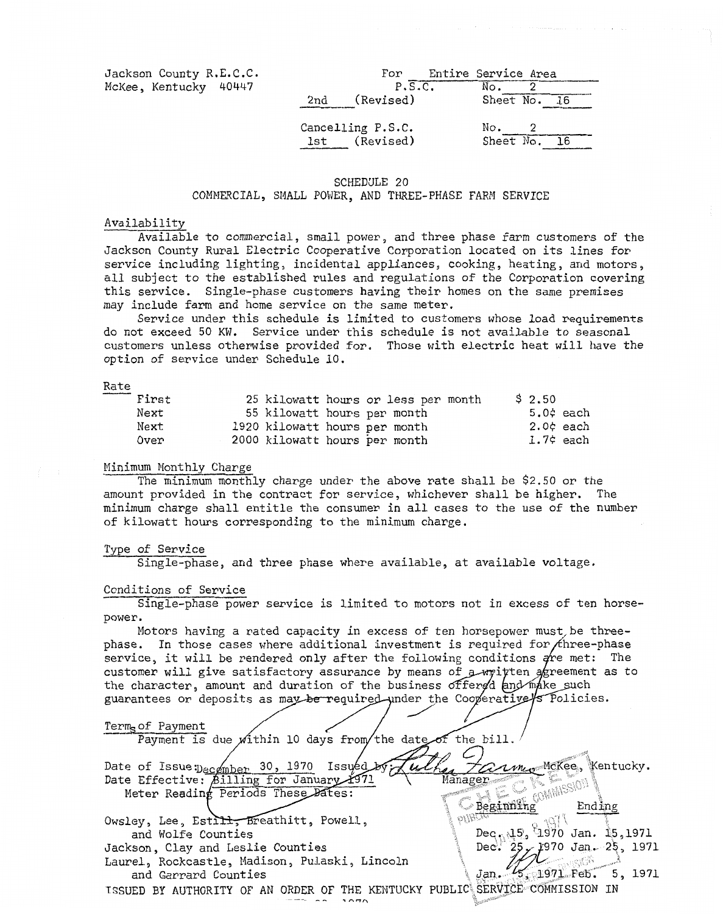Jackson County R.E.C.C.
McKee, Kentucky 40447

| | For | Entire Service Area |
|---|---|---|
| | P.S.C. | No. 2 |
| 2nd | (Revised) | Sheet No. 16 |
| | Cancelling P.S.C. | No. 2 |
| 1st | (Revised) | Sheet No. 16 |

## SCHEDULE 20
## COMMERCIAL, SMALL POWER, AND THREE-PHASE FARM SERVICE

### Availability

Available to commercial, small power, and three phase farm customers of the Jackson County Rural Electric Cooperative Corporation located on its lines for service including lighting, incidental appliances, cooking, heating, and motors, all subject to the established rules and regulations of the Corporation covering this service. Single-phase customers having their homes on the same premises may include farm and home service on the same meter.

Service under this schedule is limited to customers whose load requirements do not exceed 50 KW. Service under this schedule is not available to seasonal customers unless otherwise provided for. Those with electric heat will have the option of service under Schedule 10.

### Rate

| | | |
|---|---|---|
| First | 25 kilowatt hours or less per month | $ 2.50 |
| Next | 55 kilowatt hours per month | 5.0¢ each |
| Next | 1920 kilowatt hours per month | 2.0¢ each |
| Over | 2000 kilowatt hours per month | 1.7¢ each |

### Minimum Monthly Charge

The minimum monthly charge under the above rate shall be $2.50 or the amount provided in the contract for service, whichever shall be higher. The minimum charge shall entitle the consumer in all cases to the use of the number of kilowatt hours corresponding to the minimum charge.

### Type of Service

Single-phase, and three phase where available, at available voltage.

### Conditions of Service

Single-phase power service is limited to motors not in excess of ten horsepower.

Motors having a rated capacity in excess of ten horsepower must be three-phase. In those cases where additional investment is required for three-phase service, it will be rendered only after the following conditions are met: The customer will give satisfactory assurance by means of a written agreement as to the character, amount and duration of the business offered and make such guarantees or deposits as may be required under the Cooperative's Policies.

### Terms of Payment

Payment is due within 10 days from the date of the bill.

Date of Issue: December 30, 1970 Issued by: Luther Farmer McKee, Kentucky.
Date Effective: Billing for January 1971 Manager

Meter Reading Periods These Dates:

| | Beginning | Ending |
|---|---|---|
| Owsley, Lee, Estill, Breathitt, Powell, and Wolfe Counties | Dec. 15, 1970 | Jan. 15, 1971 |
| Jackson, Clay and Leslie Counties | Dec. 25, 1970 | Jan. 25, 1971 |
| Laurel, Rockcastle, Madison, Pulaski, Lincoln and Garrard Counties | Jan. 5, 1971 | Feb. 5, 1971 |

ISSUED BY AUTHORITY OF AN ORDER OF THE KENTUCKY PUBLIC SERVICE COMMISSION IN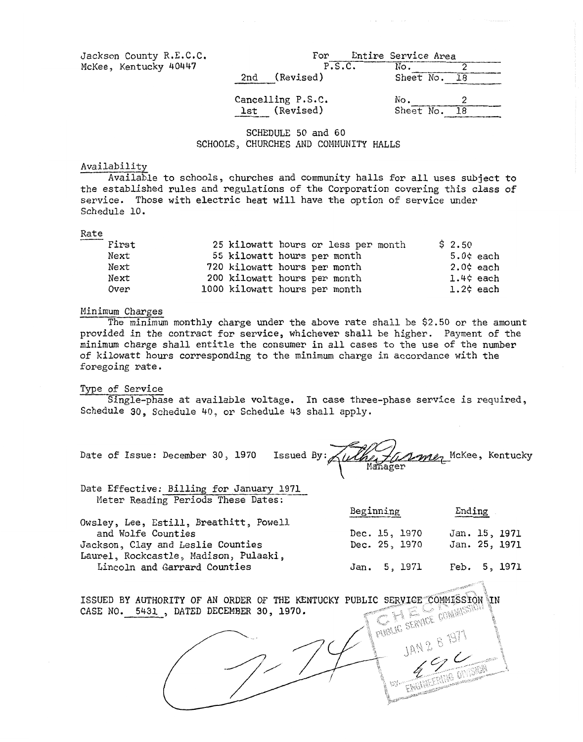Jackson County R.E.C.C.
McKee, Kentucky 40447

| | | |
|---|---|---|
| For | Entire Service Area | |
| P.S.C. | No. | 2 |
| 2nd (Revised) | Sheet No. | 18 |
| Cancelling P.S.C. | No. | 2 |
| 1st (Revised) | Sheet No. | 18 |

SCHEDULE 50 and 60
SCHOOLS, CHURCHES AND COMMUNITY HALLS

Availability

Available to schools, churches and community halls for all uses subject to the established rules and regulations of the Corporation covering this class of service. Those with electric heat will have the option of service under Schedule 10.

Rate

| | | |
|---|---|---|
| First | 25 kilowatt hours or less per month | $ 2.50 |
| Next | 55 kilowatt hours per month | 5.0¢ each |
| Next | 720 kilowatt hours per month | 2.0¢ each |
| Next | 200 kilowatt hours per month | 1.4¢ each |
| Over | 1000 kilowatt hours per month | 1.2¢ each |

Minimum Charges

The minimum monthly charge under the above rate shall be $2.50 or the amount provided in the contract for service, whichever shall be higher. Payment of the minimum charge shall entitle the consumer in all cases to the use of the number of kilowatt hours corresponding to the minimum charge in accordance with the foregoing rate.

Type of Service

Single-phase at available voltage. In case three-phase service is required, Schedule 30, Schedule 40, or Schedule 43 shall apply.

Date of Issue: December 30, 1970 Issued By: Luther Farmer McKee, Kentucky
Manager

Date Effective: Billing for January 1971
Meter Reading Periods These Dates:

| | Beginning | Ending |
|---|---|---|
| Owsley, Lee, Estill, Breathitt, Powell and Wolfe Counties | Dec. 15, 1970 | Jan. 15, 1971 |
| Jackson, Clay and Leslie Counties | Dec. 25, 1970 | Jan. 25, 1971 |
| Laurel, Rockcastle, Madison, Pulaski, Lincoln and Garrard Counties | Jan. 5, 1971 | Feb. 5, 1971 |

ISSUED BY AUTHORITY OF AN ORDER OF THE KENTUCKY PUBLIC SERVICE COMMISSION IN CASE NO. 5431, DATED DECEMBER 30, 1970.

CHECKED
PUBLIC SERVICE COMMISSION
JAN 28 1971
BY ENGINEERING DIVISION